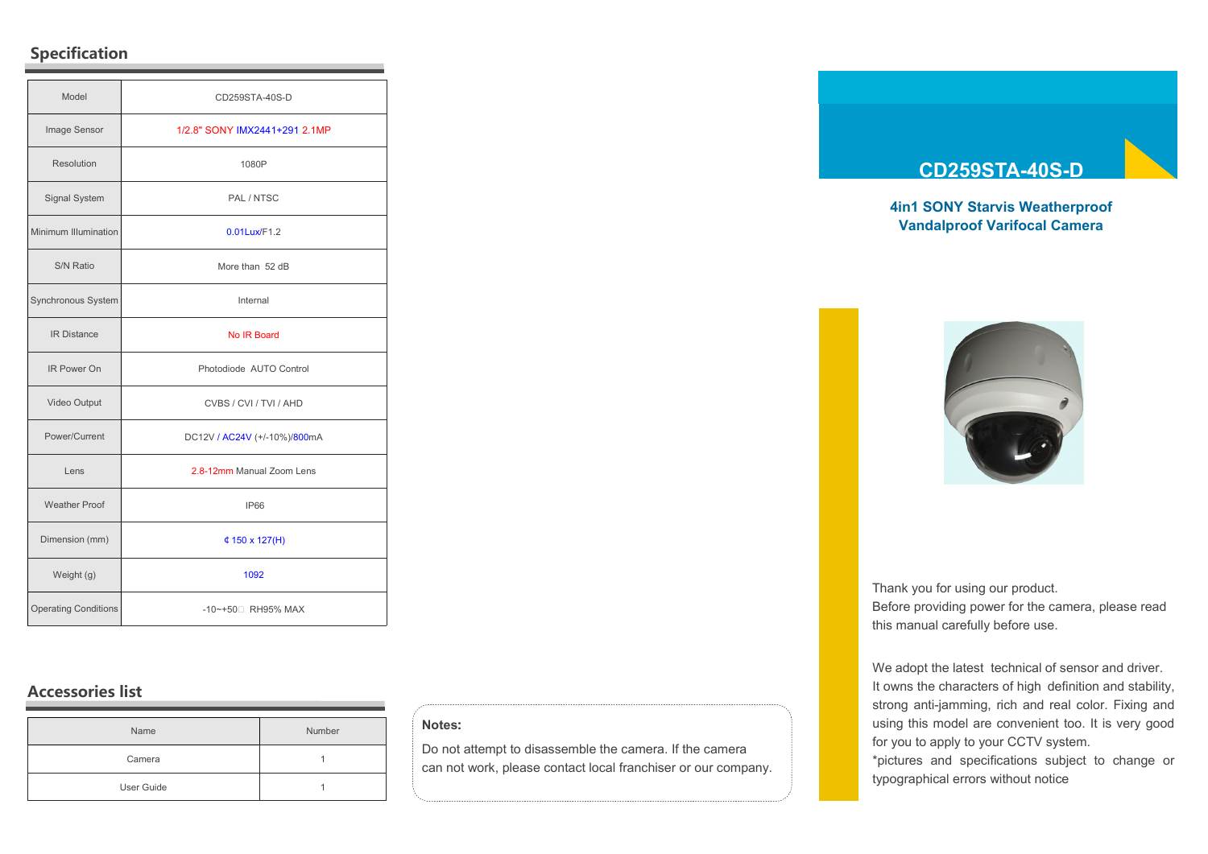## Specification

| Model | CD259STA-40S-D |
|---|---|
| Image Sensor | 1/2.8" SONY IMX2441+291 2.1MP |
| Resolution | 1080P |
| Signal System | PAL / NTSC |
| Minimum Illumination | 0.01Lux/F1.2 |
| S/N Ratio | More than 52 dB |
| Synchronous System | Internal |
| IR Distance | No IR Board |
| IR Power On | Photodiode AUTO Control |
| Video Output | CVBS / CVI / TVI / AHD |
| Power/Current | DC12V / AC24V (+/-10%)/800mA |
| Lens | 2.8-12mm Manual Zoom Lens |
| Weather Proof | IP66 |
| Dimension (mm) | ¢ 150 x 127(H) |
| Weight (g) | 1092 |
| Operating Conditions | -10~+50□ RH95% MAX |

## Accessories list

| Name | Number |
|---|---|
| Camera | 1 |
| User Guide | 1 |

**Notes:**

Do not attempt to disassemble the camera. If the camera can not work, please contact local franchiser or our company.

# CD259STA-40S-D

**4in1 SONY Starvis Weatherproof Vandalproof Varifocal Camera**

Thank you for using our product.
Before providing power for the camera, please read this manual carefully before use.

We adopt the latest technical of sensor and driver. It owns the characters of high definition and stability, strong anti-jamming, rich and real color. Fixing and using this model are convenient too. It is very good for you to apply to your CCTV system.
*pictures and specifications subject to change or typographical errors without notice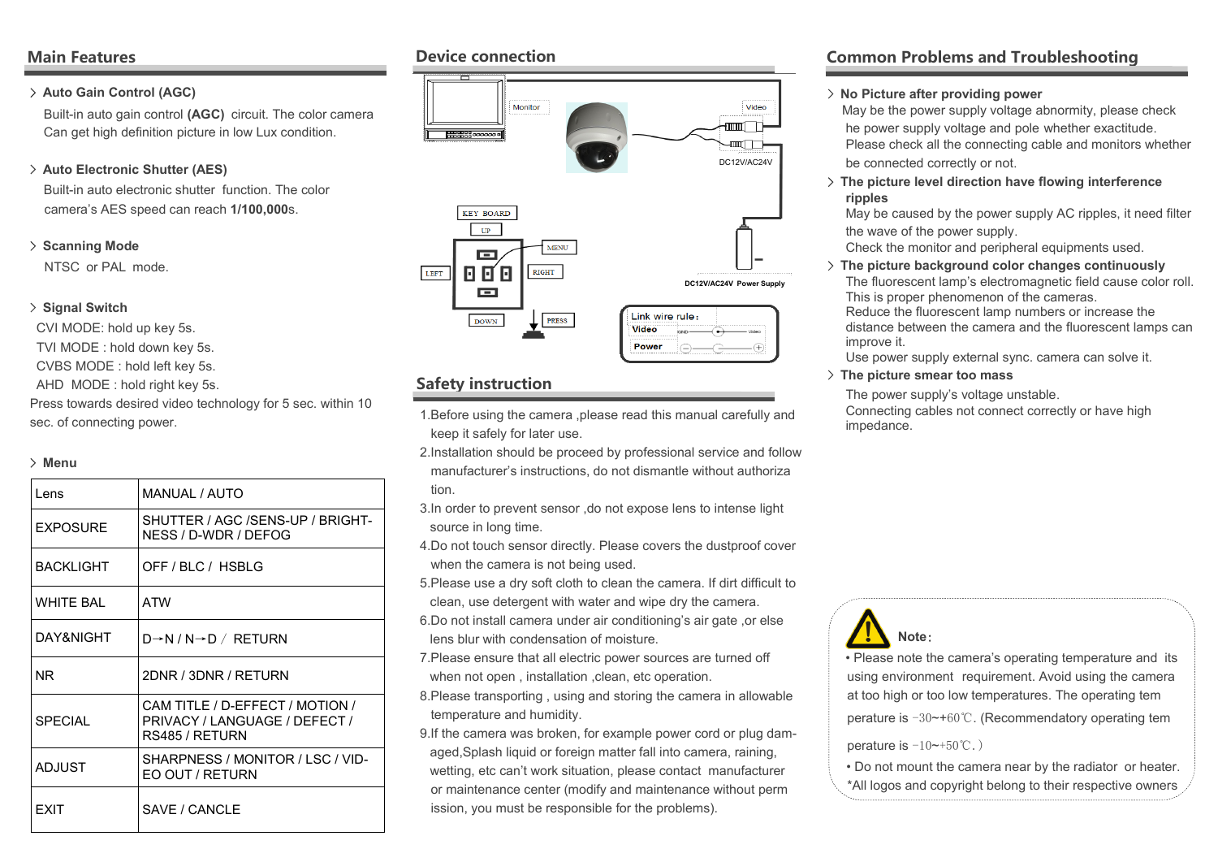## Main Features

### Auto Gain Control (AGC)

Built-in auto gain control **(AGC)** circuit. The color camera Can get high definition picture in low Lux condition.

### Auto Electronic Shutter (AES)

Built-in auto electronic shutter function. The color camera's AES speed can reach **1/100,000**s.

### Scanning Mode

NTSC or PAL mode.

### Signal Switch

CVI MODE: hold up key 5s.
TVI MODE : hold down key 5s.
CVBS MODE : hold left key 5s.
AHD MODE : hold right key 5s.
Press towards desired video technology for 5 sec. within 10 sec. of connecting power.

### Menu

| | |
|---|---|
| Lens | MANUAL / AUTO |
| EXPOSURE | SHUTTER / AGC /SENS-UP / BRIGHT-NESS / D-WDR / DEFOG |
| BACKLIGHT | OFF / BLC / HSBLG |
| WHITE BAL | ATW |
| DAY&NIGHT | D→N / N→D / RETURN |
| NR | 2DNR / 3DNR / RETURN |
| SPECIAL | CAM TITLE / D-EFFECT / MOTION / PRIVACY / LANGUAGE / DEFECT / RS485 / RETURN |
| ADJUST | SHARPNESS / MONITOR / LSC / VID-EO OUT / RETURN |
| EXIT | SAVE / CANCLE |

## Device connection

Monitor
Video
DC12V/AC24V
KEY BOARD
UP
MENU
LEFT
RIGHT
DOWN
PRESS
DC12V/AC24V Power Supply
Link wire rule:
Video
GND
Video
Power

## Safety instruction

1.Before using the camera ,please read this manual carefully and keep it safely for later use.
2.Installation should be proceed by professional service and follow manufacturer's instructions, do not dismantle without authoriza tion.
3.In order to prevent sensor ,do not expose lens to intense light source in long time.
4.Do not touch sensor directly. Please covers the dustproof cover when the camera is not being used.
5.Please use a dry soft cloth to clean the camera. If dirt difficult to clean, use detergent with water and wipe dry the camera.
6.Do not install camera under air conditioning's air gate ,or else lens blur with condensation of moisture.
7.Please ensure that all electric power sources are turned off when not open , installation ,clean, etc operation.
8.Please transporting , using and storing the camera in allowable temperature and humidity.
9.If the camera was broken, for example power cord or plug dam-aged,Splash liquid or foreign matter fall into camera, raining, wetting, etc can't work situation, please contact manufacturer or maintenance center (modify and maintenance without perm ission, you must be responsible for the problems).

## Common Problems and Troubleshooting

### No Picture after providing power

May be the power supply voltage abnormity, please check he power supply voltage and pole whether exactitude.
Please check all the connecting cable and monitors whether be connected correctly or not.

### The picture level direction have flowing interference ripples

May be caused by the power supply AC ripples, it need filter the wave of the power supply.
Check the monitor and peripheral equipments used.

### The picture background color changes continuously

The fluorescent lamp's electromagnetic field cause color roll. This is proper phenomenon of the cameras.
Reduce the fluorescent lamp numbers or increase the distance between the camera and the fluorescent lamps can improve it.
Use power supply external sync. camera can solve it.

### The picture smear too mass

The power supply's voltage unstable.
Connecting cables not connect correctly or have high impedance.

**Note:**

• Please note the camera's operating temperature and its using environment requirement. Avoid using the camera at too high or too low temperatures. The operating tem perature is -30~+60℃. (Recommendatory operating tem perature is -10~+50℃.)

• Do not mount the camera near by the radiator or heater.

*All logos and copyright belong to their respective owners